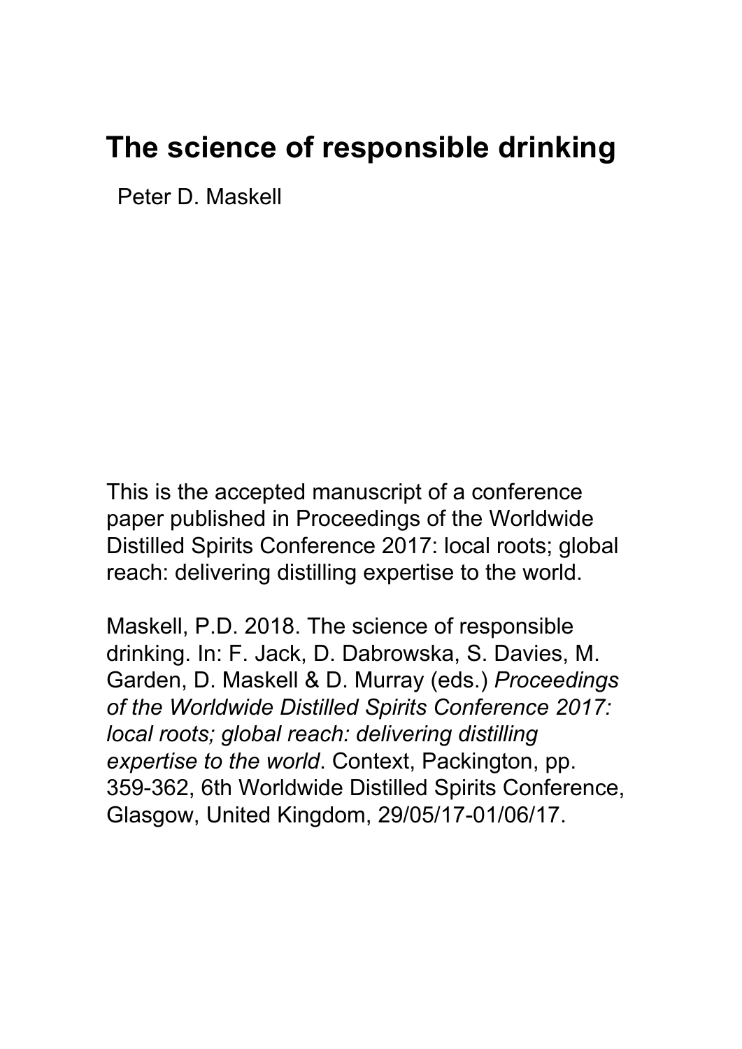# The science of responsible drinking

Peter D. Maskell

This is the accepted manuscript of a conference paper published in Proceedings of the Worldwide Distilled Spirits Conference 2017: local roots; global reach: delivering distilling expertise to the world.

Maskell, P.D. 2018. The science of responsible drinking. In: F. Jack, D. Dabrowska, S. Davies, M. Garden, D. Maskell & D. Murray (eds.) *Proceedings of the Worldwide Distilled Spirits Conference 2017: local roots; global reach: delivering distilling expertise to the world*. Context, Packington, pp. 359-362, 6th Worldwide Distilled Spirits Conference, Glasgow, United Kingdom, 29/05/17-01/06/17.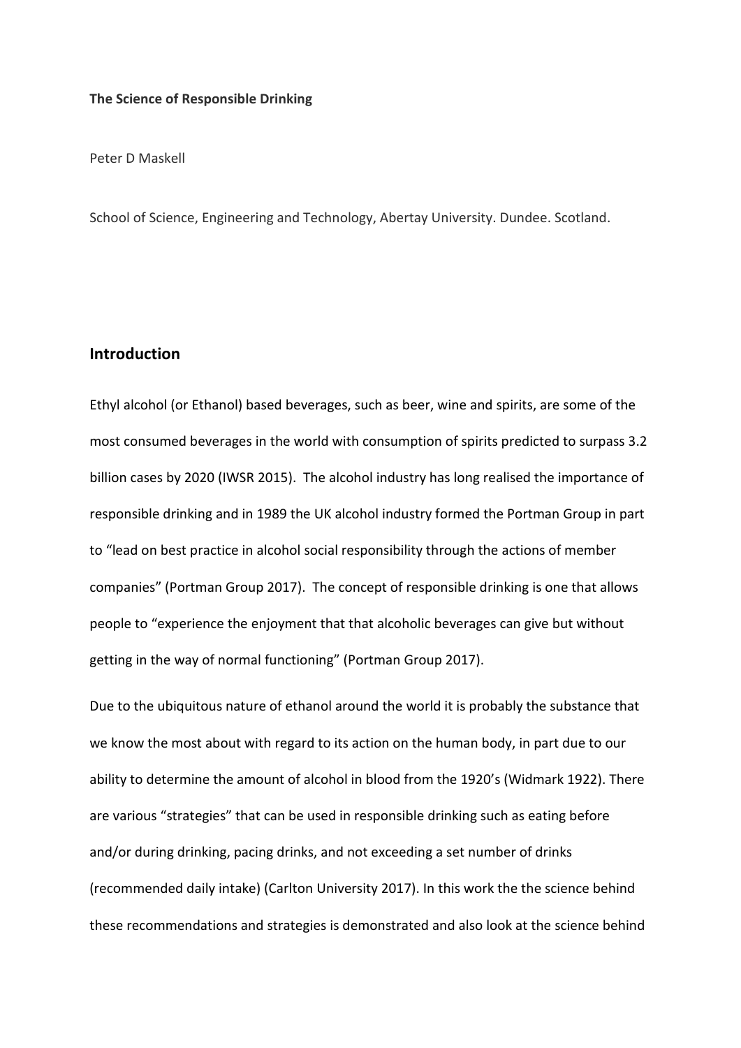**The Science of Responsible Drinking**

Peter D Maskell

School of Science, Engineering and Technology, Abertay University. Dundee. Scotland.

## Introduction

Ethyl alcohol (or Ethanol) based beverages, such as beer, wine and spirits, are some of the most consumed beverages in the world with consumption of spirits predicted to surpass 3.2 billion cases by 2020 (IWSR 2015). The alcohol industry has long realised the importance of responsible drinking and in 1989 the UK alcohol industry formed the Portman Group in part to "lead on best practice in alcohol social responsibility through the actions of member companies" (Portman Group 2017). The concept of responsible drinking is one that allows people to "experience the enjoyment that that alcoholic beverages can give but without getting in the way of normal functioning" (Portman Group 2017).

Due to the ubiquitous nature of ethanol around the world it is probably the substance that we know the most about with regard to its action on the human body, in part due to our ability to determine the amount of alcohol in blood from the 1920's (Widmark 1922). There are various "strategies" that can be used in responsible drinking such as eating before and/or during drinking, pacing drinks, and not exceeding a set number of drinks (recommended daily intake) (Carlton University 2017). In this work the the science behind these recommendations and strategies is demonstrated and also look at the science behind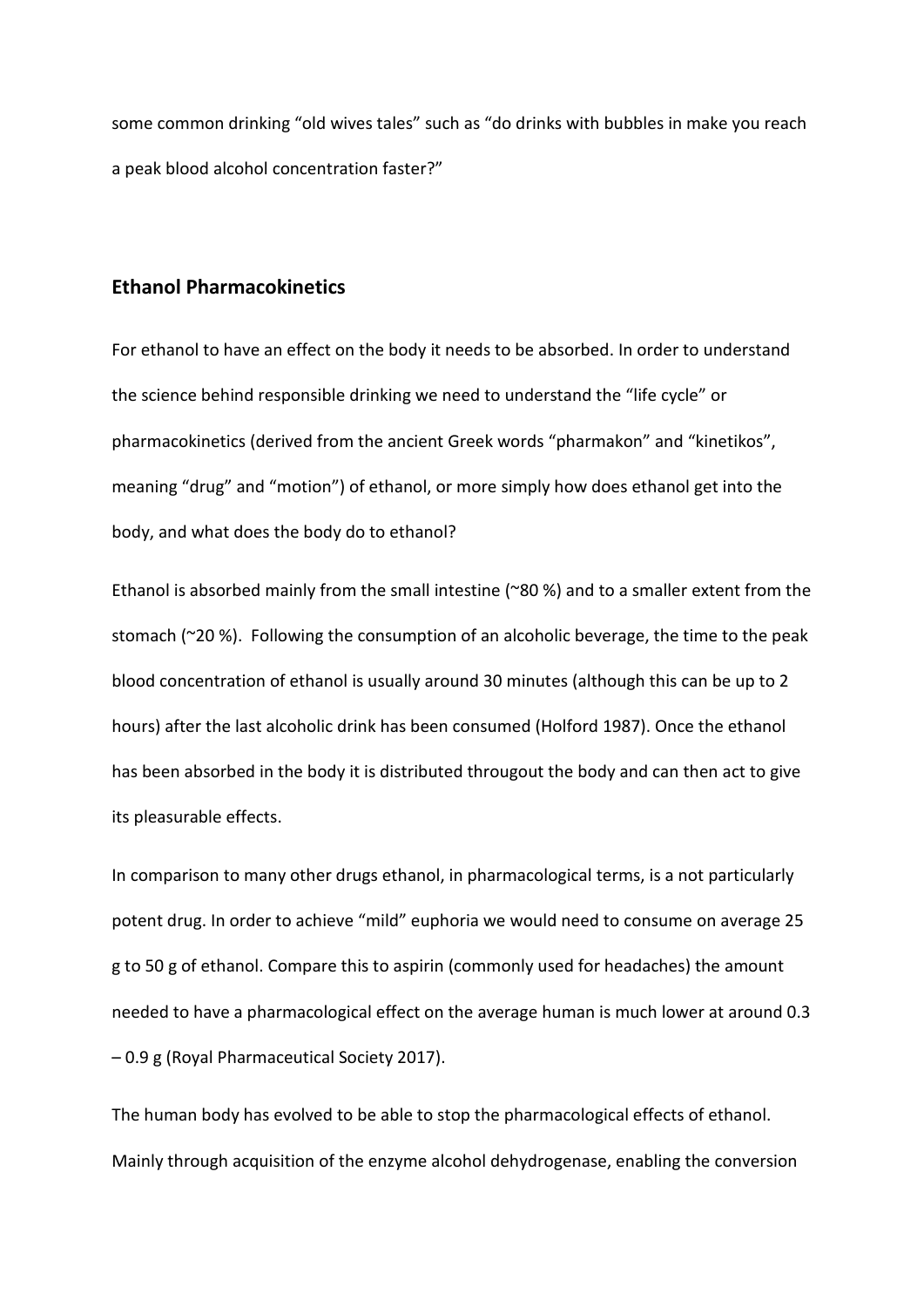some common drinking “old wives tales” such as “do drinks with bubbles in make you reach a peak blood alcohol concentration faster?”

## Ethanol Pharmacokinetics

For ethanol to have an effect on the body it needs to be absorbed. In order to understand the science behind responsible drinking we need to understand the “life cycle” or pharmacokinetics (derived from the ancient Greek words “pharmakon” and “kinetikos”, meaning “drug” and “motion”) of ethanol, or more simply how does ethanol get into the body, and what does the body do to ethanol?

Ethanol is absorbed mainly from the small intestine (~80 %) and to a smaller extent from the stomach (~20 %). Following the consumption of an alcoholic beverage, the time to the peak blood concentration of ethanol is usually around 30 minutes (although this can be up to 2 hours) after the last alcoholic drink has been consumed (Holford 1987). Once the ethanol has been absorbed in the body it is distributed througout the body and can then act to give its pleasurable effects.

In comparison to many other drugs ethanol, in pharmacological terms, is a not particularly potent drug. In order to achieve “mild” euphoria we would need to consume on average 25 g to 50 g of ethanol. Compare this to aspirin (commonly used for headaches) the amount needed to have a pharmacological effect on the average human is much lower at around 0.3 – 0.9 g (Royal Pharmaceutical Society 2017).

The human body has evolved to be able to stop the pharmacological effects of ethanol. Mainly through acquisition of the enzyme alcohol dehydrogenase, enabling the conversion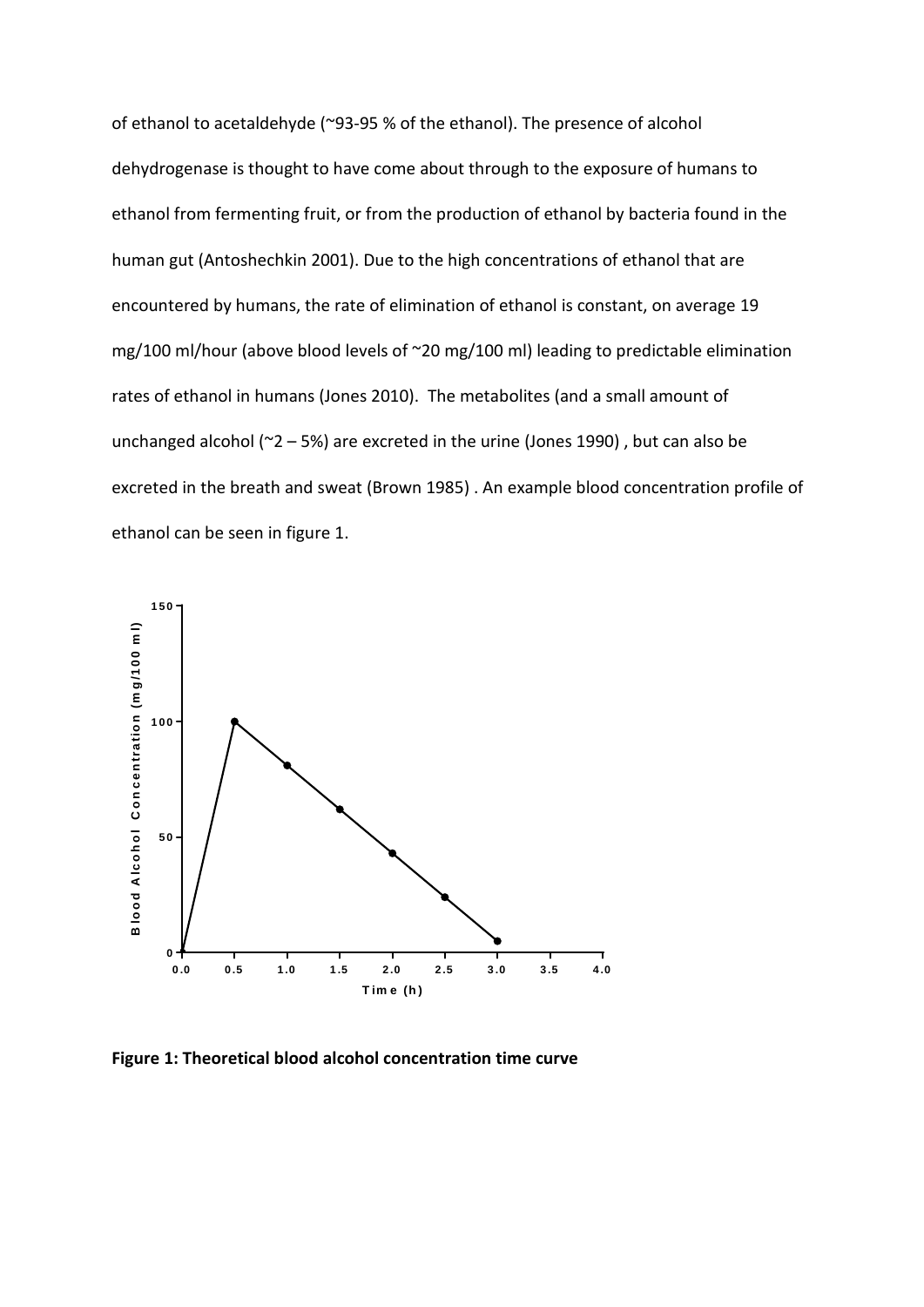of ethanol to acetaldehyde (~93-95 % of the ethanol). The presence of alcohol dehydrogenase is thought to have come about through to the exposure of humans to ethanol from fermenting fruit, or from the production of ethanol by bacteria found in the human gut (Antoshechkin 2001). Due to the high concentrations of ethanol that are encountered by humans, the rate of elimination of ethanol is constant, on average 19 mg/100 ml/hour (above blood levels of ~20 mg/100 ml) leading to predictable elimination rates of ethanol in humans (Jones 2010). The metabolites (and a small amount of unchanged alcohol (~2 – 5%) are excreted in the urine (Jones 1990) , but can also be excreted in the breath and sweat (Brown 1985) . An example blood concentration profile of ethanol can be seen in figure 1.

**Figure 1: Theoretical blood alcohol concentration time curve**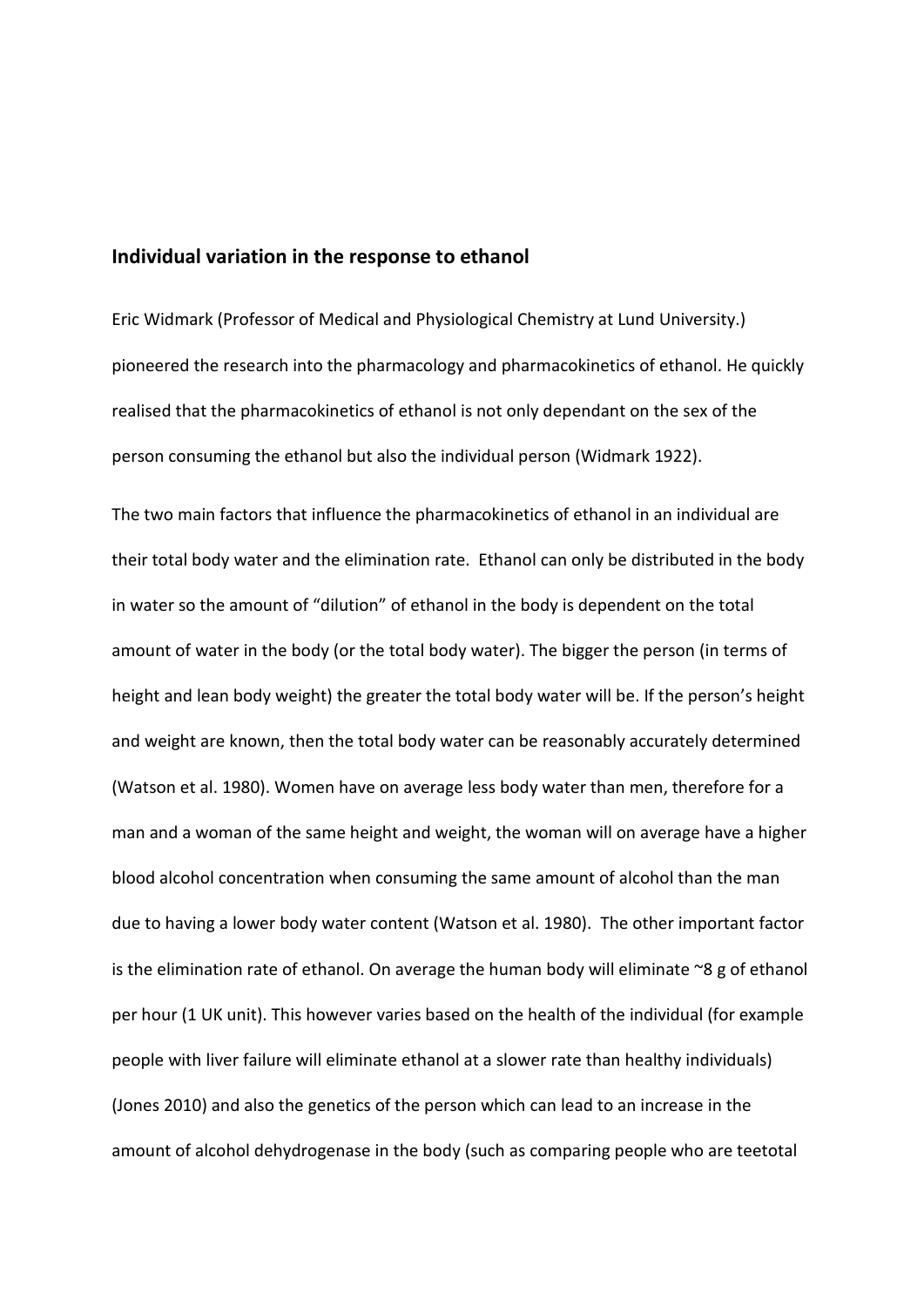## Individual variation in the response to ethanol

Eric Widmark (Professor of Medical and Physiological Chemistry at Lund University.) pioneered the research into the pharmacology and pharmacokinetics of ethanol. He quickly realised that the pharmacokinetics of ethanol is not only dependant on the sex of the person consuming the ethanol but also the individual person (Widmark 1922).

The two main factors that influence the pharmacokinetics of ethanol in an individual are their total body water and the elimination rate. Ethanol can only be distributed in the body in water so the amount of "dilution" of ethanol in the body is dependent on the total amount of water in the body (or the total body water). The bigger the person (in terms of height and lean body weight) the greater the total body water will be. If the person's height and weight are known, then the total body water can be reasonably accurately determined (Watson et al. 1980). Women have on average less body water than men, therefore for a man and a woman of the same height and weight, the woman will on average have a higher blood alcohol concentration when consuming the same amount of alcohol than the man due to having a lower body water content (Watson et al. 1980). The other important factor is the elimination rate of ethanol. On average the human body will eliminate ~8 g of ethanol per hour (1 UK unit). This however varies based on the health of the individual (for example people with liver failure will eliminate ethanol at a slower rate than healthy individuals) (Jones 2010) and also the genetics of the person which can lead to an increase in the amount of alcohol dehydrogenase in the body (such as comparing people who are teetotal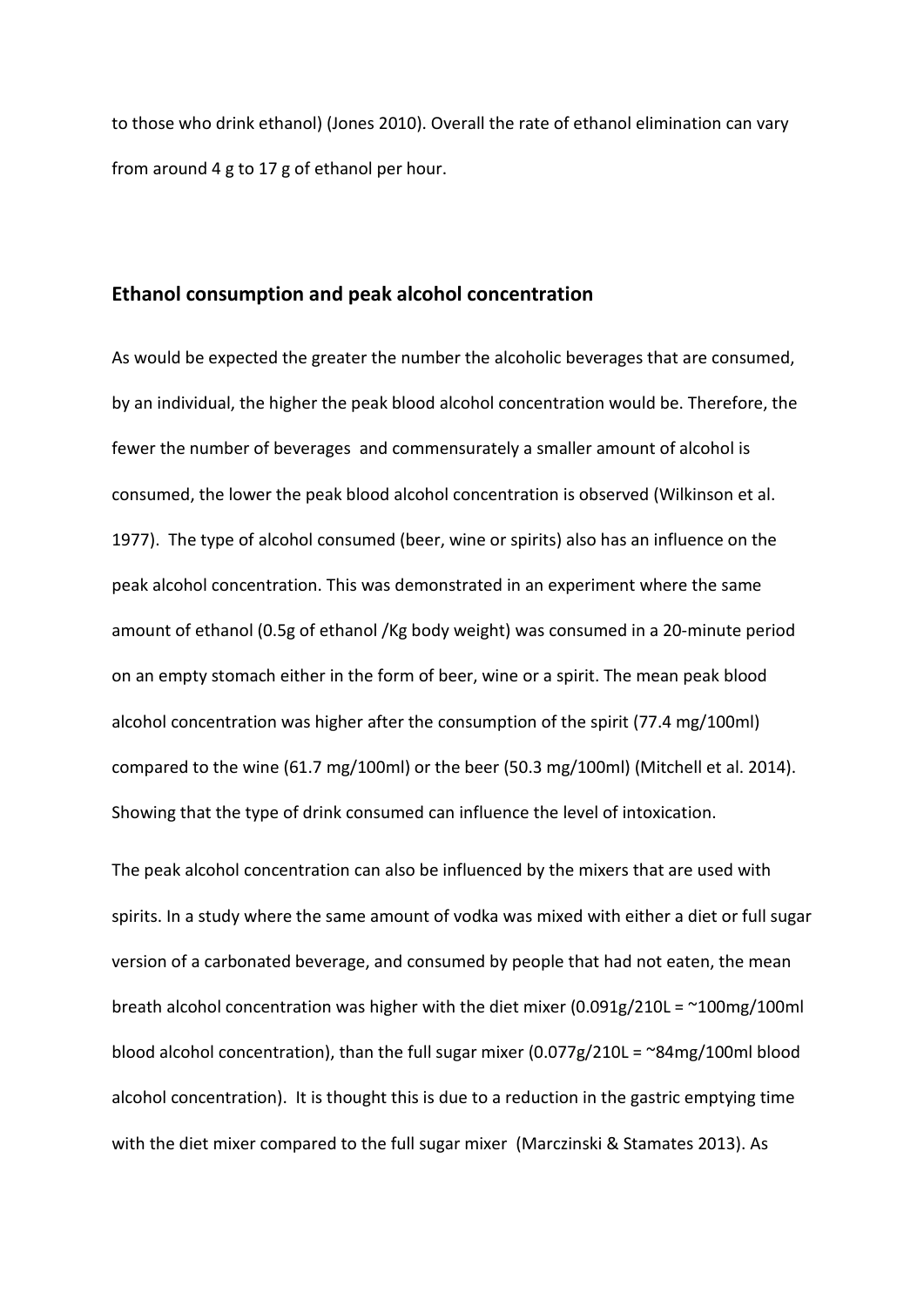to those who drink ethanol) (Jones 2010). Overall the rate of ethanol elimination can vary from around 4 g to 17 g of ethanol per hour.

## Ethanol consumption and peak alcohol concentration

As would be expected the greater the number the alcoholic beverages that are consumed, by an individual, the higher the peak blood alcohol concentration would be. Therefore, the fewer the number of beverages and commensurately a smaller amount of alcohol is consumed, the lower the peak blood alcohol concentration is observed (Wilkinson et al. 1977). The type of alcohol consumed (beer, wine or spirits) also has an influence on the peak alcohol concentration. This was demonstrated in an experiment where the same amount of ethanol (0.5g of ethanol /Kg body weight) was consumed in a 20-minute period on an empty stomach either in the form of beer, wine or a spirit. The mean peak blood alcohol concentration was higher after the consumption of the spirit (77.4 mg/100ml) compared to the wine (61.7 mg/100ml) or the beer (50.3 mg/100ml) (Mitchell et al. 2014). Showing that the type of drink consumed can influence the level of intoxication.

The peak alcohol concentration can also be influenced by the mixers that are used with spirits. In a study where the same amount of vodka was mixed with either a diet or full sugar version of a carbonated beverage, and consumed by people that had not eaten, the mean breath alcohol concentration was higher with the diet mixer (0.091g/210L = ~100mg/100ml blood alcohol concentration), than the full sugar mixer (0.077g/210L = ~84mg/100ml blood alcohol concentration). It is thought this is due to a reduction in the gastric emptying time with the diet mixer compared to the full sugar mixer (Marczinski & Stamates 2013). As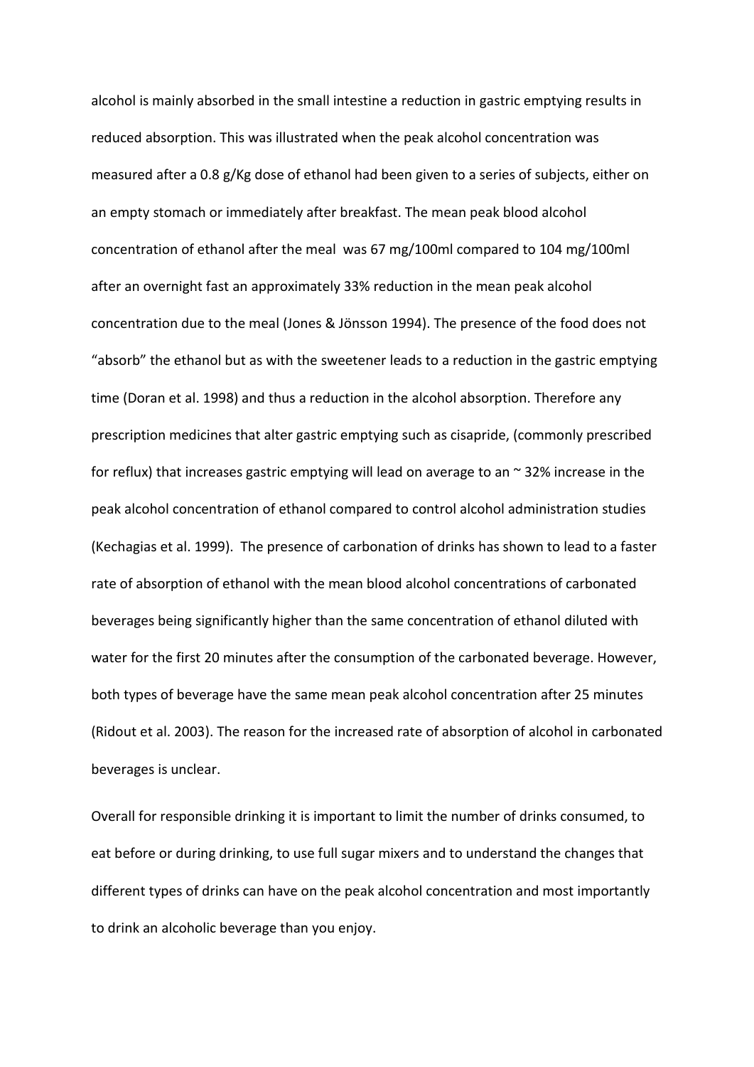alcohol is mainly absorbed in the small intestine a reduction in gastric emptying results in reduced absorption. This was illustrated when the peak alcohol concentration was measured after a 0.8 g/Kg dose of ethanol had been given to a series of subjects, either on an empty stomach or immediately after breakfast. The mean peak blood alcohol concentration of ethanol after the meal was 67 mg/100ml compared to 104 mg/100ml after an overnight fast an approximately 33% reduction in the mean peak alcohol concentration due to the meal (Jones & Jönsson 1994). The presence of the food does not "absorb" the ethanol but as with the sweetener leads to a reduction in the gastric emptying time (Doran et al. 1998) and thus a reduction in the alcohol absorption. Therefore any prescription medicines that alter gastric emptying such as cisapride, (commonly prescribed for reflux) that increases gastric emptying will lead on average to an ~ 32% increase in the peak alcohol concentration of ethanol compared to control alcohol administration studies (Kechagias et al. 1999). The presence of carbonation of drinks has shown to lead to a faster rate of absorption of ethanol with the mean blood alcohol concentrations of carbonated beverages being significantly higher than the same concentration of ethanol diluted with water for the first 20 minutes after the consumption of the carbonated beverage. However, both types of beverage have the same mean peak alcohol concentration after 25 minutes (Ridout et al. 2003). The reason for the increased rate of absorption of alcohol in carbonated beverages is unclear.

Overall for responsible drinking it is important to limit the number of drinks consumed, to eat before or during drinking, to use full sugar mixers and to understand the changes that different types of drinks can have on the peak alcohol concentration and most importantly to drink an alcoholic beverage than you enjoy.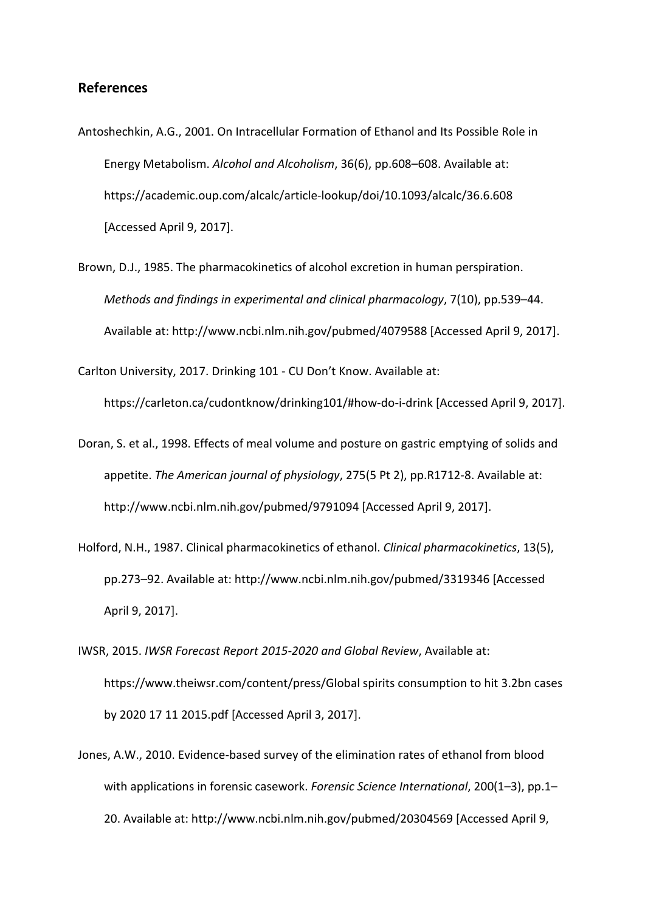## References

Antoshechkin, A.G., 2001. On Intracellular Formation of Ethanol and Its Possible Role in Energy Metabolism. *Alcohol and Alcoholism*, 36(6), pp.608–608. Available at: https://academic.oup.com/alcalc/article-lookup/doi/10.1093/alcalc/36.6.608 [Accessed April 9, 2017].

Brown, D.J., 1985. The pharmacokinetics of alcohol excretion in human perspiration. *Methods and findings in experimental and clinical pharmacology*, 7(10), pp.539–44. Available at: http://www.ncbi.nlm.nih.gov/pubmed/4079588 [Accessed April 9, 2017].

Carlton University, 2017. Drinking 101 - CU Don't Know. Available at: https://carleton.ca/cudontknow/drinking101/#how-do-i-drink [Accessed April 9, 2017].

Doran, S. et al., 1998. Effects of meal volume and posture on gastric emptying of solids and appetite. *The American journal of physiology*, 275(5 Pt 2), pp.R1712-8. Available at: http://www.ncbi.nlm.nih.gov/pubmed/9791094 [Accessed April 9, 2017].

Holford, N.H., 1987. Clinical pharmacokinetics of ethanol. *Clinical pharmacokinetics*, 13(5), pp.273–92. Available at: http://www.ncbi.nlm.nih.gov/pubmed/3319346 [Accessed April 9, 2017].

IWSR, 2015. *IWSR Forecast Report 2015-2020 and Global Review*, Available at: https://www.theiwsr.com/content/press/Global spirits consumption to hit 3.2bn cases by 2020 17 11 2015.pdf [Accessed April 3, 2017].

Jones, A.W., 2010. Evidence-based survey of the elimination rates of ethanol from blood with applications in forensic casework. *Forensic Science International*, 200(1–3), pp.1–20. Available at: http://www.ncbi.nlm.nih.gov/pubmed/20304569 [Accessed April 9,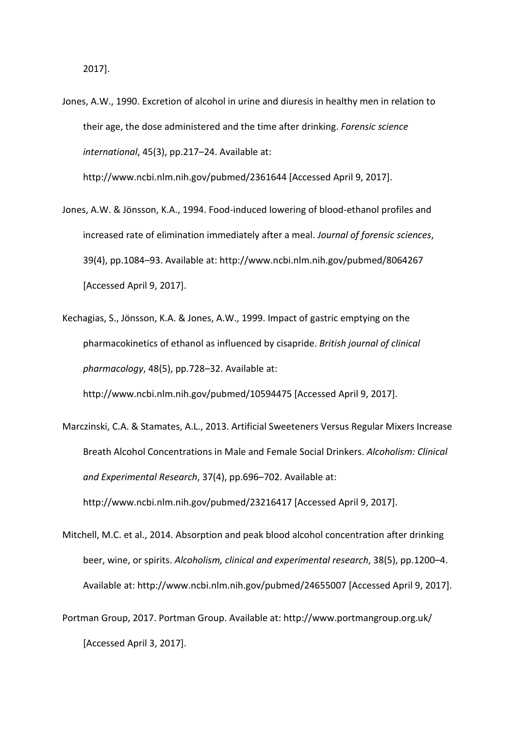2017].

Jones, A.W., 1990. Excretion of alcohol in urine and diuresis in healthy men in relation to their age, the dose administered and the time after drinking. *Forensic science international*, 45(3), pp.217–24. Available at: http://www.ncbi.nlm.nih.gov/pubmed/2361644 [Accessed April 9, 2017].

Jones, A.W. & Jönsson, K.A., 1994. Food-induced lowering of blood-ethanol profiles and increased rate of elimination immediately after a meal. *Journal of forensic sciences*, 39(4), pp.1084–93. Available at: http://www.ncbi.nlm.nih.gov/pubmed/8064267 [Accessed April 9, 2017].

Kechagias, S., Jönsson, K.A. & Jones, A.W., 1999. Impact of gastric emptying on the pharmacokinetics of ethanol as influenced by cisapride. *British journal of clinical pharmacology*, 48(5), pp.728–32. Available at: http://www.ncbi.nlm.nih.gov/pubmed/10594475 [Accessed April 9, 2017].

Marczinski, C.A. & Stamates, A.L., 2013. Artificial Sweeteners Versus Regular Mixers Increase Breath Alcohol Concentrations in Male and Female Social Drinkers. *Alcoholism: Clinical and Experimental Research*, 37(4), pp.696–702. Available at: http://www.ncbi.nlm.nih.gov/pubmed/23216417 [Accessed April 9, 2017].

Mitchell, M.C. et al., 2014. Absorption and peak blood alcohol concentration after drinking beer, wine, or spirits. *Alcoholism, clinical and experimental research*, 38(5), pp.1200–4. Available at: http://www.ncbi.nlm.nih.gov/pubmed/24655007 [Accessed April 9, 2017].

Portman Group, 2017. Portman Group. Available at: http://www.portmangroup.org.uk/ [Accessed April 3, 2017].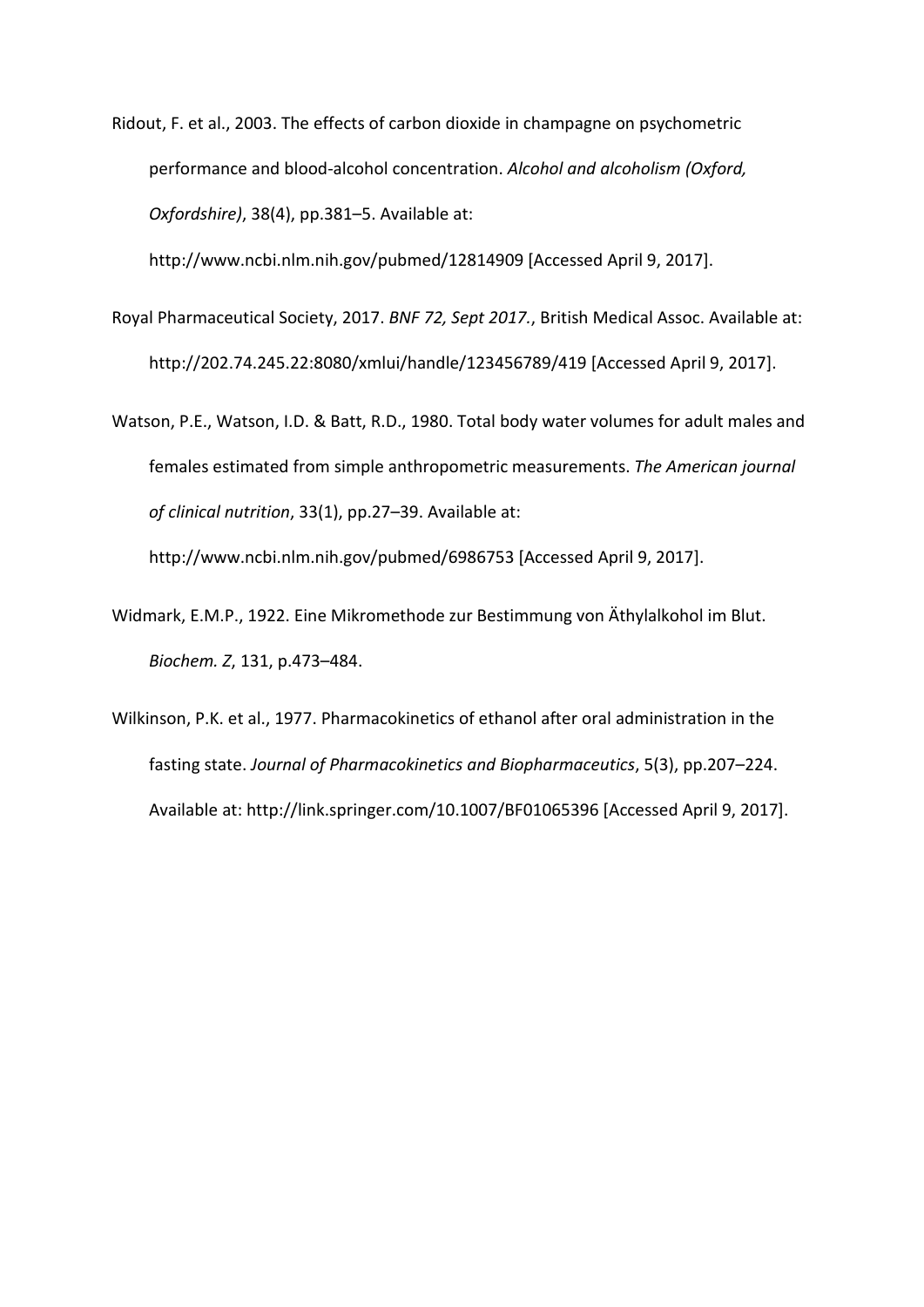Ridout, F. et al., 2003. The effects of carbon dioxide in champagne on psychometric performance and blood-alcohol concentration. *Alcohol and alcoholism (Oxford, Oxfordshire)*, 38(4), pp.381–5. Available at: http://www.ncbi.nlm.nih.gov/pubmed/12814909 [Accessed April 9, 2017].

Royal Pharmaceutical Society, 2017. *BNF 72, Sept 2017.*, British Medical Assoc. Available at: http://202.74.245.22:8080/xmlui/handle/123456789/419 [Accessed April 9, 2017].

Watson, P.E., Watson, I.D. & Batt, R.D., 1980. Total body water volumes for adult males and females estimated from simple anthropometric measurements. *The American journal of clinical nutrition*, 33(1), pp.27–39. Available at: http://www.ncbi.nlm.nih.gov/pubmed/6986753 [Accessed April 9, 2017].

Widmark, E.M.P., 1922. Eine Mikromethode zur Bestimmung von Äthylalkohol im Blut. *Biochem. Z*, 131, p.473–484.

Wilkinson, P.K. et al., 1977. Pharmacokinetics of ethanol after oral administration in the fasting state. *Journal of Pharmacokinetics and Biopharmaceutics*, 5(3), pp.207–224. Available at: http://link.springer.com/10.1007/BF01065396 [Accessed April 9, 2017].